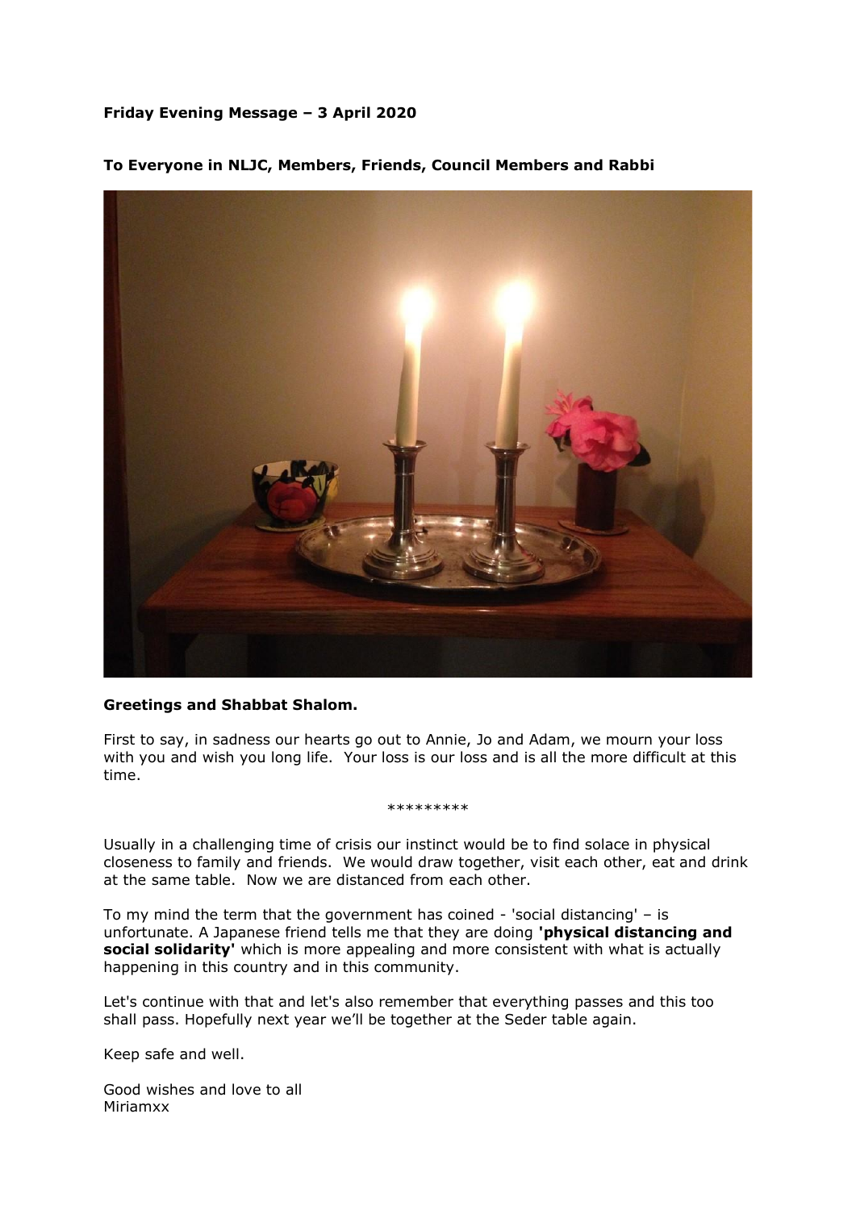**Friday Evening Message – 3 April 2020**

**To Everyone in NLJC, Members, Friends, Council Members and Rabbi**

**Greetings and Shabbat Shalom.**

First to say, in sadness our hearts go out to Annie, Jo and Adam, we mourn your loss with you and wish you long life. Your loss is our loss and is all the more difficult at this time.

*********

Usually in a challenging time of crisis our instinct would be to find solace in physical closeness to family and friends. We would draw together, visit each other, eat and drink at the same table. Now we are distanced from each other.

To my mind the term that the government has coined - 'social distancing' – is unfortunate. A Japanese friend tells me that they are doing **'physical distancing and social solidarity'** which is more appealing and more consistent with what is actually happening in this country and in this community.

Let's continue with that and let's also remember that everything passes and this too shall pass. Hopefully next year we'll be together at the Seder table again.

Keep safe and well.

Good wishes and love to all
Miriamxx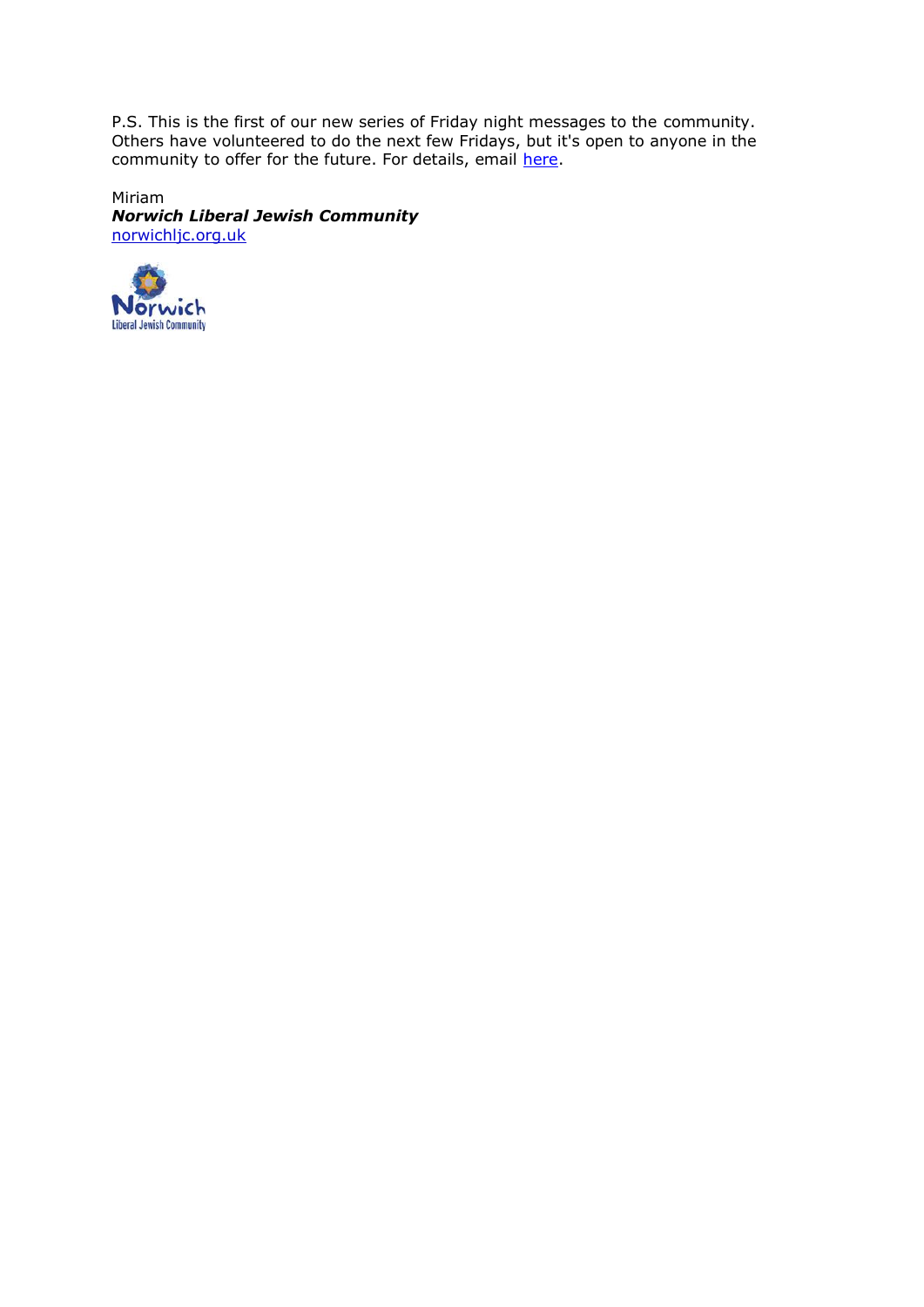P.S. This is the first of our new series of Friday night messages to the community. Others have volunteered to do the next few Fridays, but it's open to anyone in the community to offer for the future. For details, email here.

Miriam
***Norwich Liberal Jewish Community***
norwichljc.org.uk